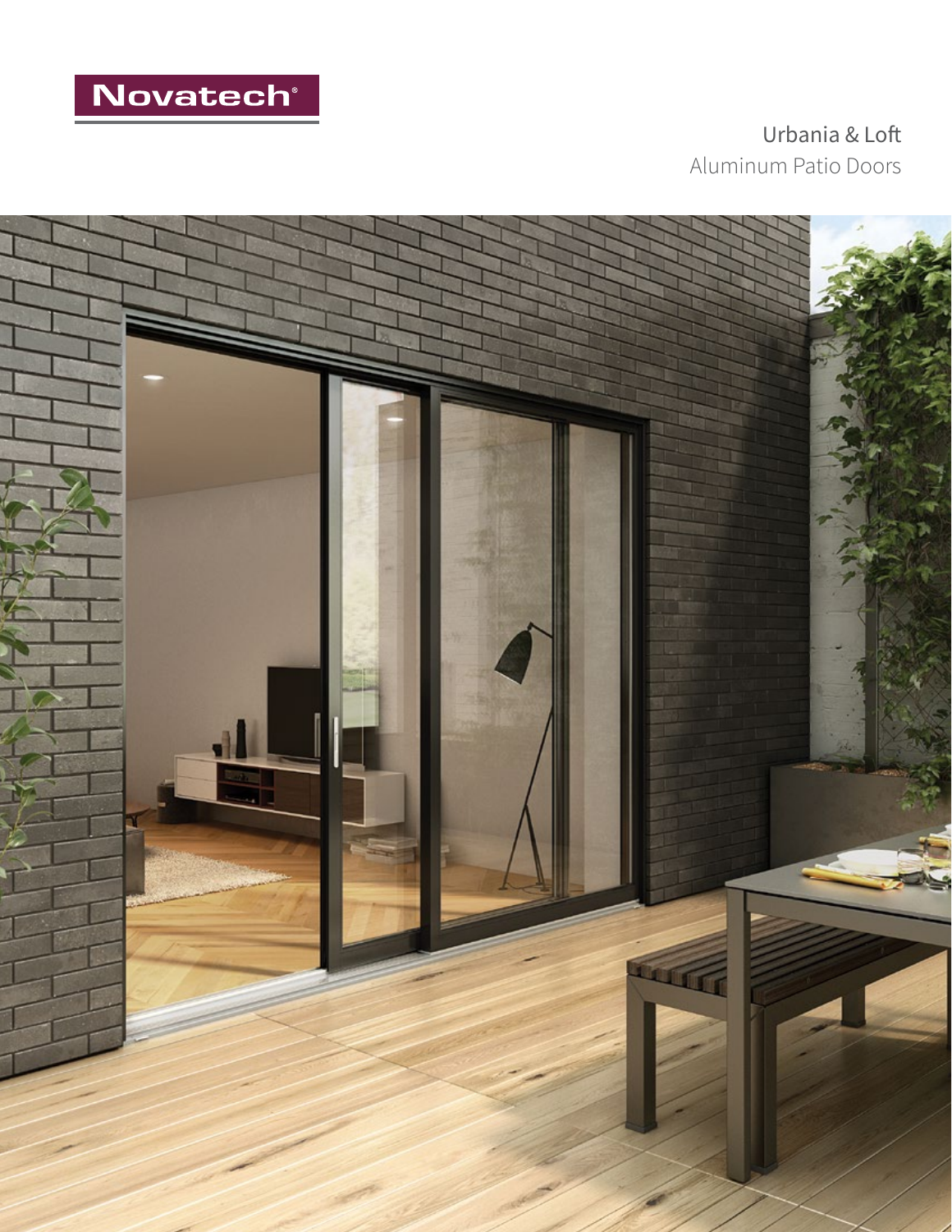Novatech®

# Urbania & Loft

## Aluminum Patio Doors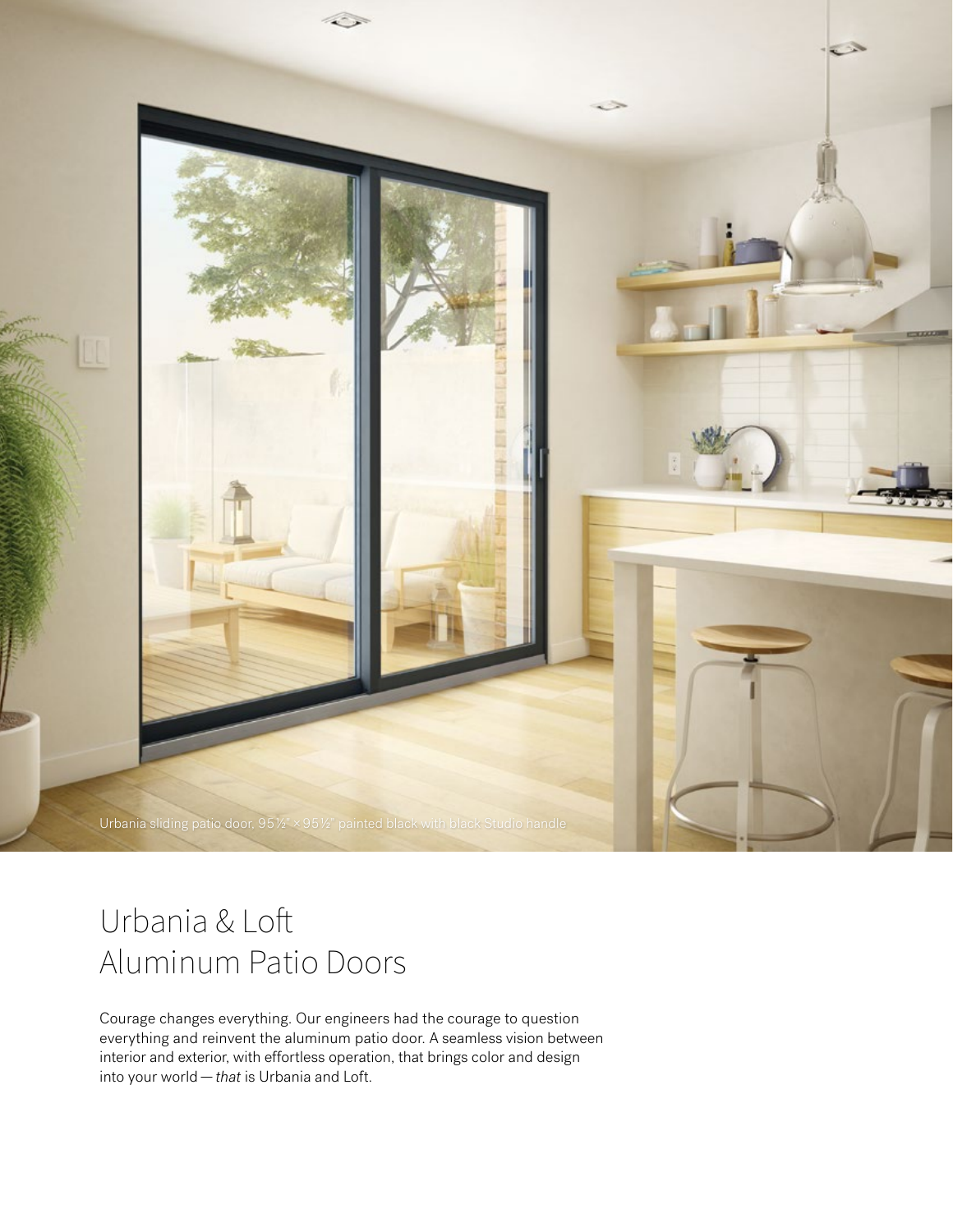Urbania sliding patio door, 95½" × 95½" painted black with black Studio handle

# Urbania & Loft Aluminum Patio Doors

Courage changes everything. Our engineers had the courage to question everything and reinvent the aluminum patio door. A seamless vision between interior and exterior, with effortless operation, that brings color and design into your world — *that* is Urbania and Loft.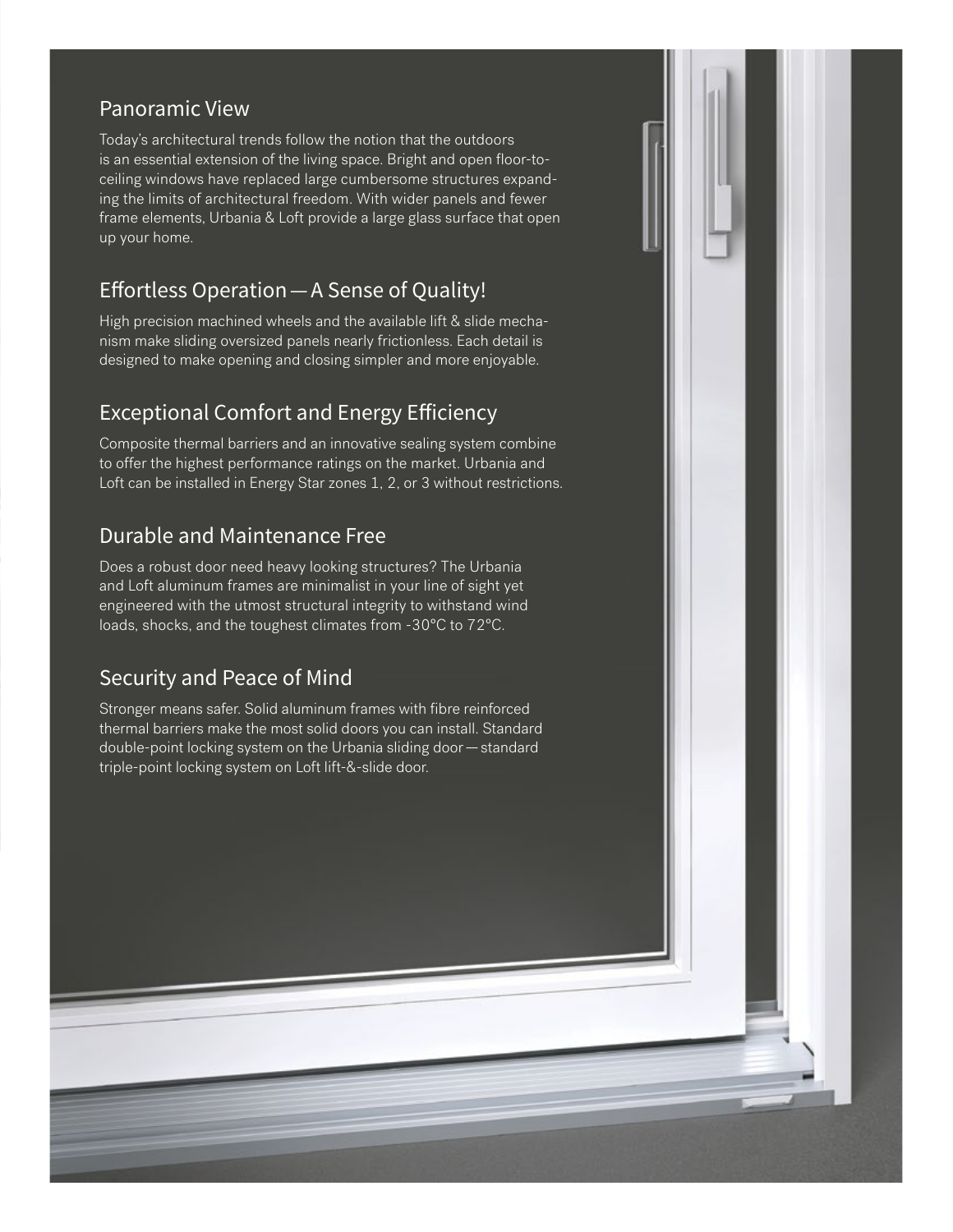## Panoramic View

Today's architectural trends follow the notion that the outdoors is an essential extension of the living space. Bright and open floor-to-ceiling windows have replaced large cumbersome structures expanding the limits of architectural freedom. With wider panels and fewer frame elements, Urbania & Loft provide a large glass surface that open up your home.

## Effortless Operation — A Sense of Quality!

High precision machined wheels and the available lift & slide mechanism make sliding oversized panels nearly frictionless. Each detail is designed to make opening and closing simpler and more enjoyable.

## Exceptional Comfort and Energy Efficiency

Composite thermal barriers and an innovative sealing system combine to offer the highest performance ratings on the market. Urbania and Loft can be installed in Energy Star zones 1, 2, or 3 without restrictions.

## Durable and Maintenance Free

Does a robust door need heavy looking structures? The Urbania and Loft aluminum frames are minimalist in your line of sight yet engineered with the utmost structural integrity to withstand wind loads, shocks, and the toughest climates from -30°C to 72°C.

## Security and Peace of Mind

Stronger means safer. Solid aluminum frames with fibre reinforced thermal barriers make the most solid doors you can install. Standard double-point locking system on the Urbania sliding door — standard triple-point locking system on Loft lift-&-slide door.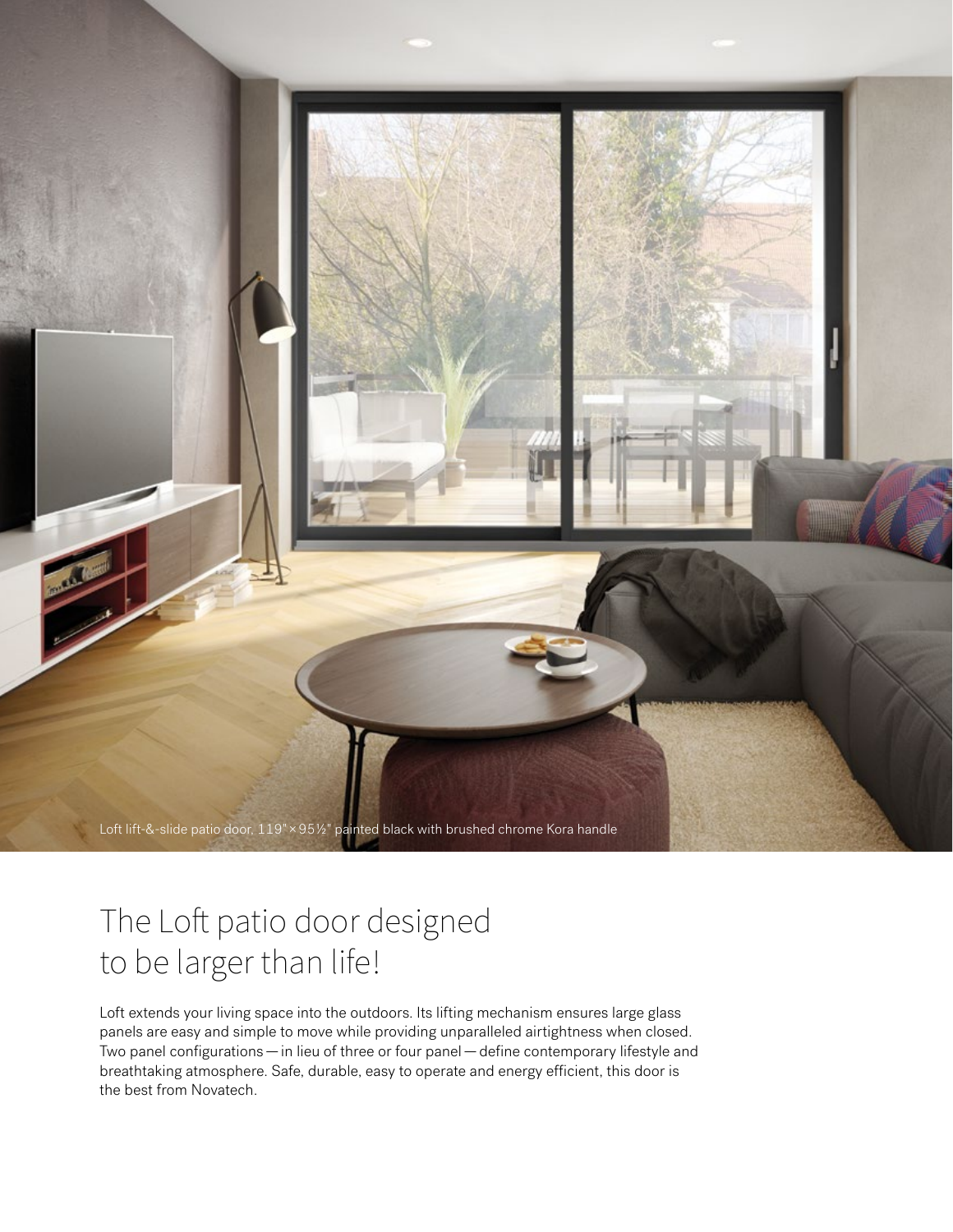Loft lift-&-slide patio door, 119" × 95½" painted black with brushed chrome Kora handle

# The Loft patio door designed to be larger than life!

Loft extends your living space into the outdoors. Its lifting mechanism ensures large glass panels are easy and simple to move while providing unparalleled airtightness when closed. Two panel configurations — in lieu of three or four panel — define contemporary lifestyle and breathtaking atmosphere. Safe, durable, easy to operate and energy efficient, this door is the best from Novatech.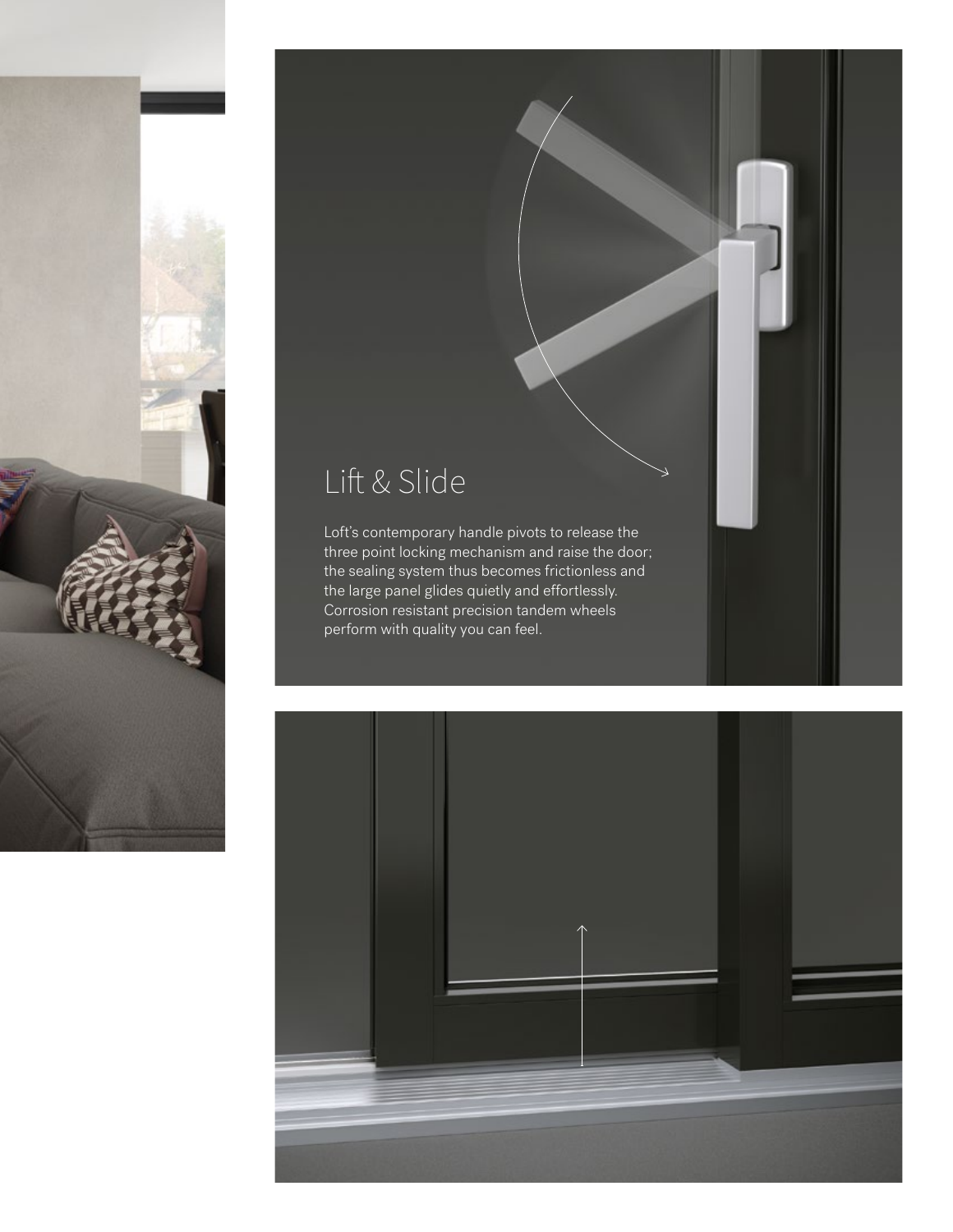## Lift & Slide

Loft's contemporary handle pivots to release the three point locking mechanism and raise the door; the sealing system thus becomes frictionless and the large panel glides quietly and effortlessly. Corrosion resistant precision tandem wheels perform with quality you can feel.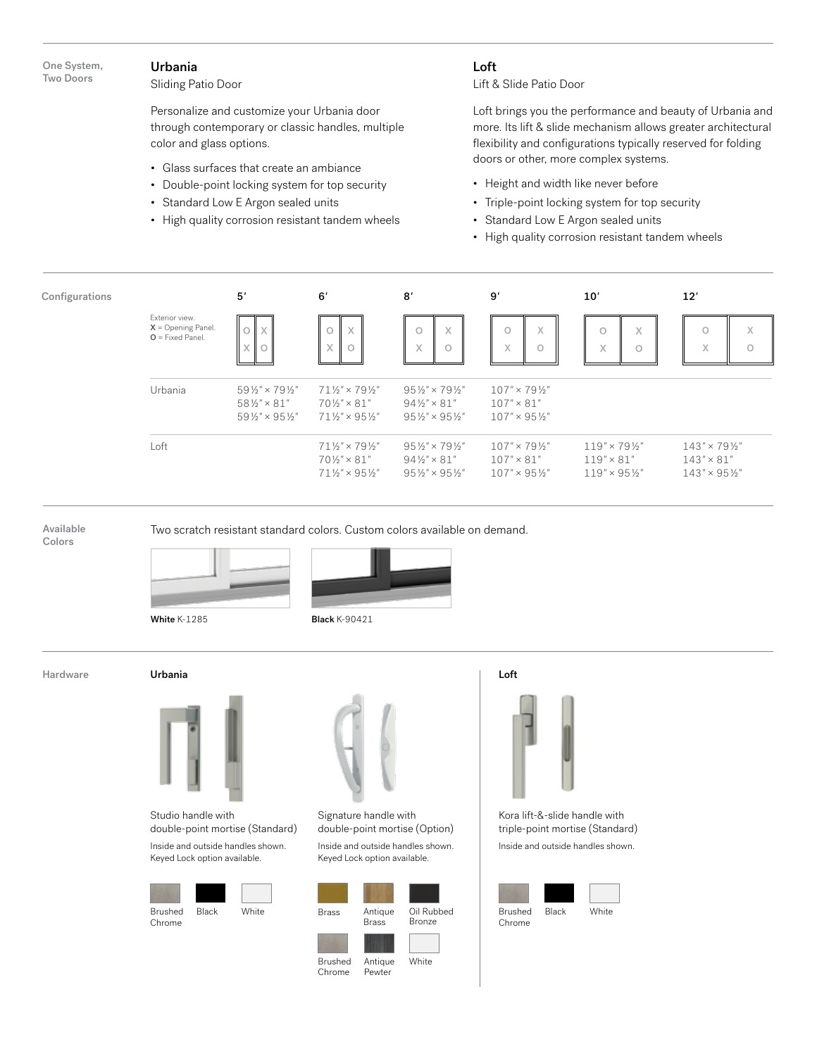One System, Two Doors

## Urbania

Sliding Patio Door

Personalize and customize your Urbania door through contemporary or classic handles, multiple color and glass options.

- Glass surfaces that create an ambiance
- Double-point locking system for top security
- Standard Low E Argon sealed units
- High quality corrosion resistant tandem wheels

## Loft

Lift & Slide Patio Door

Loft brings you the performance and beauty of Urbania and more. Its lift & slide mechanism allows greater architectural flexibility and configurations typically reserved for folding doors or other, more complex systems.

- Height and width like never before
- Triple-point locking system for top security
- Standard Low E Argon sealed units
- High quality corrosion resistant tandem wheels

### Configurations

Exterior view.
X = Opening Panel.
O = Fixed Panel.

| | 5′ | 6′ | 8′ | 9′ | 10′ | 12′ |
|---|---|---|---|---|---|---|
| | OX / XO | OX / XO | OX / XO | OX / XO | OX / XO | OX / XO |
| Urbania | 59½″ × 79½″<br>58½″ × 81″<br>59½″ × 95½″ | 71½″ × 79½″<br>70½″ × 81″<br>71½″ × 95½″ | 95½″ × 79½″<br>94½″ × 81″<br>95½″ × 95½″ | 107″ × 79½″<br>107″ × 81″<br>107″ × 95½″ | | |
| Loft | | 71½″ × 79½″<br>70½″ × 81″<br>71½″ × 95½″ | 95½″ × 79½″<br>94½″ × 81″<br>95½″ × 95½″ | 107″ × 79½″<br>107″ × 81″<br>107″ × 95½″ | 119″ × 79½″<br>119″ × 81″<br>119″ × 95½″ | 143″ × 79½″<br>143″ × 81″<br>143″ × 95½″ |

### Available Colors

Two scratch resistant standard colors. Custom colors available on demand.

**White** K-1285

**Black** K-90421

### Hardware

#### Urbania

Studio handle with double-point mortise (Standard)

Inside and outside handles shown. Keyed Lock option available.

Brushed Chrome, Black, White

Signature handle with double-point mortise (Option)

Inside and outside handles shown. Keyed Lock option available.

Brass, Antique Brass, Oil Rubbed Bronze, Brushed Chrome, Antique Pewter, White

#### Loft

Kora lift-&-slide handle with triple-point mortise (Standard)

Inside and outside handles shown.

Brushed Chrome, Black, White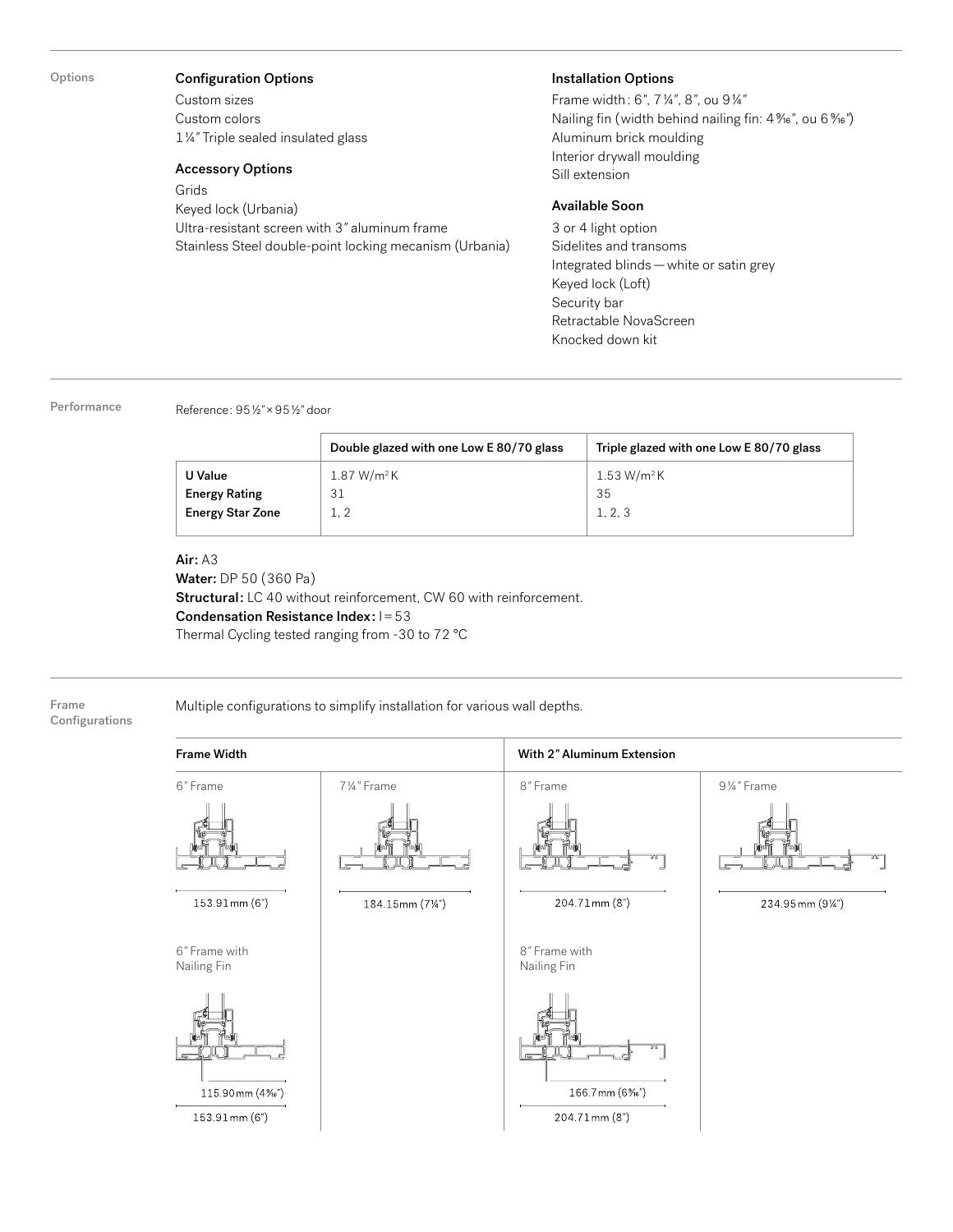## Options

### Configuration Options

Custom sizes
Custom colors
1¼" Triple sealed insulated glass

### Accessory Options

Grids
Keyed lock (Urbania)
Ultra-resistant screen with 3" aluminum frame
Stainless Steel double-point locking mecanism (Urbania)

### Installation Options

Frame width : 6", 7¼", 8", ou 9¼"
Nailing fin (width behind nailing fin: 4 9⁄16", ou 6 9⁄16")
Aluminum brick moulding
Interior drywall moulding
Sill extension

### Available Soon

3 or 4 light option
Sidelites and transoms
Integrated blinds — white or satin grey
Keyed lock (Loft)
Security bar
Retractable NovaScreen
Knocked down kit

## Performance

Reference : 95½" × 95½" door

| | Double glazed with one Low E 80/70 glass | Triple glazed with one Low E 80/70 glass |
|---|---|---|
| **U Value** | 1.87 W/m²K | 1.53 W/m²K |
| **Energy Rating** | 31 | 35 |
| **Energy Star Zone** | 1, 2 | 1, 2, 3 |

**Air:** A3
**Water:** DP 50 (360 Pa)
**Structural:** LC 40 without reinforcement, CW 60 with reinforcement.
**Condensation Resistance Index:** I = 53
Thermal Cycling tested ranging from -30 to 72 °C

## Frame Configurations

Multiple configurations to simplify installation for various wall depths.

| Frame Width | | With 2" Aluminum Extension | |
|---|---|---|---|
| 6" Frame — 153.91 mm (6") | 7¼" Frame — 184.15 mm (7¼") | 8" Frame — 204.71 mm (8") | 9¼" Frame — 234.95 mm (9¼") |
| 6" Frame with Nailing Fin — 115.90 mm (4 9⁄16"); 153.91 mm (6") | | 8" Frame with Nailing Fin — 166.7 mm (6 9⁄16"); 204.71 mm (8") | |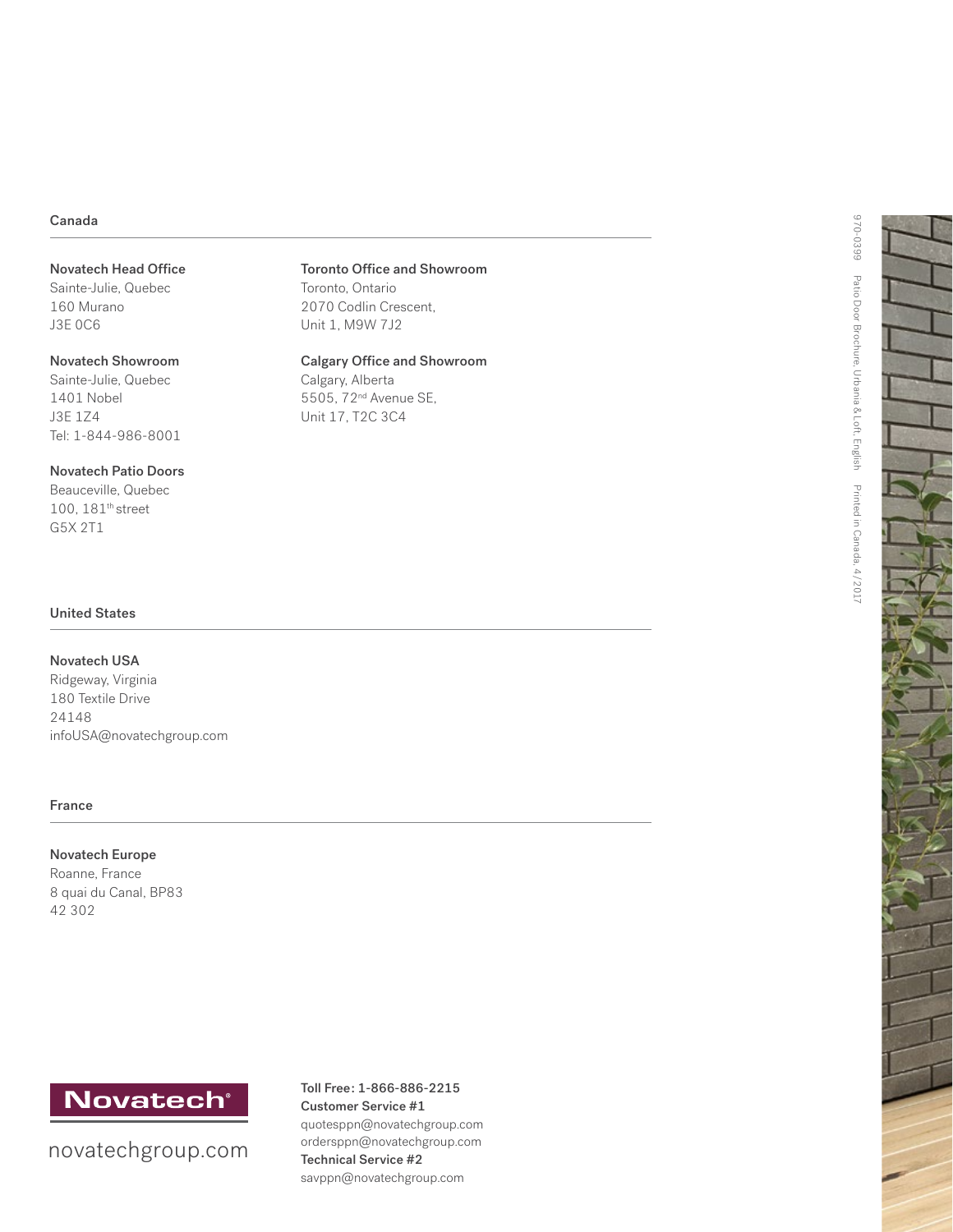## Canada

**Novatech Head Office**
Sainte-Julie, Quebec
160 Murano
J3E 0C6

**Novatech Showroom**
Sainte-Julie, Quebec
1401 Nobel
J3E 1Z4
Tel: 1-844-986-8001

**Novatech Patio Doors**
Beauceville, Quebec
100, 181th street
G5X 2T1

**Toronto Office and Showroom**
Toronto, Ontario
2070 Codlin Crescent,
Unit 1, M9W 7J2

**Calgary Office and Showroom**
Calgary, Alberta
5505, 72nd Avenue SE,
Unit 17, T2C 3C4

## United States

**Novatech USA**
Ridgeway, Virginia
180 Textile Drive
24148
infoUSA@novatechgroup.com

## France

**Novatech Europe**
Roanne, France
8 quai du Canal, BP83
42 302

**Novatech®**

novatechgroup.com

**Toll Free: 1-866-886-2215**
**Customer Service #1**
quotesppn@novatechgroup.com
ordersppn@novatechgroup.com
**Technical Service #2**
savppn@novatechgroup.com

970-0399 Patio Door Brochure, Urbania & Loft, English Printed in Canada, 4/2017